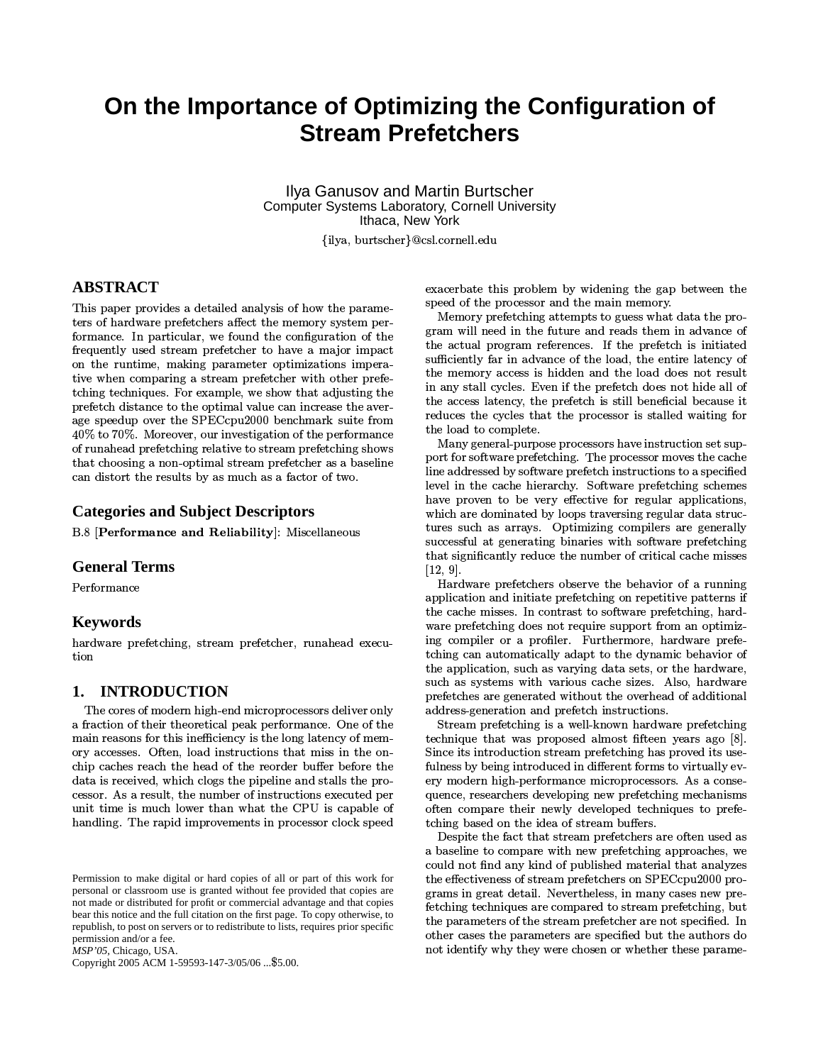# On the Importance of Optimizing the Configuration of Stream Prefetchers

Ilya Ganusov and Martin Burtscher
Computer Systems Laboratory, Cornell University
Ithaca, New York

{ilya, burtscher}@csl.cornell.edu

## ABSTRACT

This paper provides a detailed analysis of how the parameters of hardware prefetchers affect the memory system performance. In particular, we found the configuration of the frequently used stream prefetcher to have a major impact on the runtime, making parameter optimizations imperative when comparing a stream prefetcher with other prefetching techniques. For example, we show that adjusting the prefetch distance to the optimal value can increase the average speedup over the SPECcpu2000 benchmark suite from 40% to 70%. Moreover, our investigation of the performance of runahead prefetching relative to stream prefetching shows that choosing a non-optimal stream prefetcher as a baseline can distort the results by as much as a factor of two.

## Categories and Subject Descriptors

B.8 [**Performance and Reliability**]: Miscellaneous

## General Terms

Performance

## Keywords

hardware prefetching, stream prefetcher, runahead execution

## 1. INTRODUCTION

The cores of modern high-end microprocessors deliver only a fraction of their theoretical peak performance. One of the main reasons for this inefficiency is the long latency of memory accesses. Often, load instructions that miss in the on-chip caches reach the head of the reorder buffer before the data is received, which clogs the pipeline and stalls the processor. As a result, the number of instructions executed per unit time is much lower than what the CPU is capable of handling. The rapid improvements in processor clock speed exacerbate this problem by widening the gap between the speed of the processor and the main memory.

Memory prefetching attempts to guess what data the program will need in the future and reads them in advance of the actual program references. If the prefetch is initiated sufficiently far in advance of the load, the entire latency of the memory access is hidden and the load does not result in any stall cycles. Even if the prefetch does not hide all of the access latency, the prefetch is still beneficial because it reduces the cycles that the processor is stalled waiting for the load to complete.

Many general-purpose processors have instruction set support for software prefetching. The processor moves the cache line addressed by software prefetch instructions to a specified level in the cache hierarchy. Software prefetching schemes have proven to be very effective for regular applications, which are dominated by loops traversing regular data structures such as arrays. Optimizing compilers are generally successful at generating binaries with software prefetching that significantly reduce the number of critical cache misses [12, 9].

Hardware prefetchers observe the behavior of a running application and initiate prefetching on repetitive patterns if the cache misses. In contrast to software prefetching, hardware prefetching does not require support from an optimizing compiler or a profiler. Furthermore, hardware prefetching can automatically adapt to the dynamic behavior of the application, such as varying data sets, or the hardware, such as systems with various cache sizes. Also, hardware prefetches are generated without the overhead of additional address-generation and prefetch instructions.

Stream prefetching is a well-known hardware prefetching technique that was proposed almost fifteen years ago [8]. Since its introduction stream prefetching has proved its usefulness by being introduced in different forms to virtually every modern high-performance microprocessors. As a consequence, researchers developing new prefetching mechanisms often compare their newly developed techniques to prefetching based on the idea of stream buffers.

Despite the fact that stream prefetchers are often used as a baseline to compare with new prefetching approaches, we could not find any kind of published material that analyzes the effectiveness of stream prefetchers on SPECcpu2000 programs in great detail. Nevertheless, in many cases new prefetching techniques are compared to stream prefetching, but the parameters of the stream prefetcher are not specified. In other cases the parameters are specified but the authors do not identify why they were chosen or whether these parame-

Permission to make digital or hard copies of all or part of this work for personal or classroom use is granted without fee provided that copies are not made or distributed for profit or commercial advantage and that copies bear this notice and the full citation on the first page. To copy otherwise, to republish, to post on servers or to redistribute to lists, requires prior specific permission and/or a fee.
*MSP'05*, Chicago, USA.
Copyright 2005 ACM 1-59593-147-3/05/06 ...$5.00.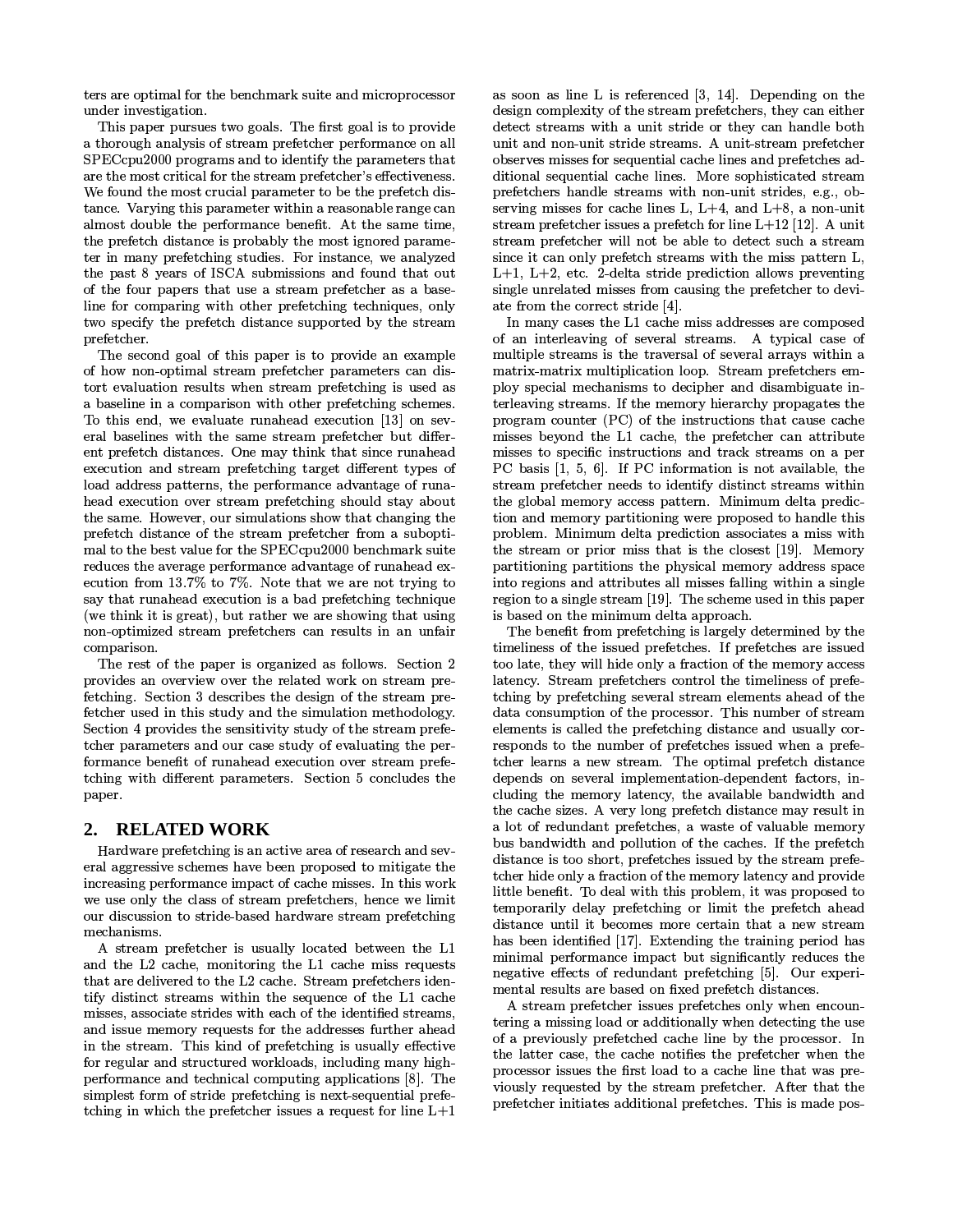ters are optimal for the benchmark suite and microprocessor under investigation.

This paper pursues two goals. The first goal is to provide a thorough analysis of stream prefetcher performance on all SPECcpu2000 programs and to identify the parameters that are the most critical for the stream prefetcher's effectiveness. We found the most crucial parameter to be the prefetch distance. Varying this parameter within a reasonable range can almost double the performance benefit. At the same time, the prefetch distance is probably the most ignored parameter in many prefetching studies. For instance, we analyzed the past 8 years of ISCA submissions and found that out of the four papers that use a stream prefetcher as a baseline for comparing with other prefetching techniques, only two specify the prefetch distance supported by the stream prefetcher.

The second goal of this paper is to provide an example of how non-optimal stream prefetcher parameters can distort evaluation results when stream prefetching is used as a baseline in a comparison with other prefetching schemes. To this end, we evaluate runahead execution [13] on several baselines with the same stream prefetcher but different prefetch distances. One may think that since runahead execution and stream prefetching target different types of load address patterns, the performance advantage of runahead execution over stream prefetching should stay about the same. However, our simulations show that changing the prefetch distance of the stream prefetcher from a suboptimal to the best value for the SPECcpu2000 benchmark suite reduces the average performance advantage of runahead execution from 13.7% to 7%. Note that we are not trying to say that runahead execution is a bad prefetching technique (we think it is great), but rather we are showing that using non-optimized stream prefetchers can results in an unfair comparison.

The rest of the paper is organized as follows. Section 2 provides an overview over the related work on stream prefetching. Section 3 describes the design of the stream prefetcher used in this study and the simulation methodology. Section 4 provides the sensitivity study of the stream prefetcher parameters and our case study of evaluating the performance benefit of runahead execution over stream prefetching with different parameters. Section 5 concludes the paper.

## 2. RELATED WORK

Hardware prefetching is an active area of research and several aggressive schemes have been proposed to mitigate the increasing performance impact of cache misses. In this work we use only the class of stream prefetchers, hence we limit our discussion to stride-based hardware stream prefetching mechanisms.

A stream prefetcher is usually located between the L1 and the L2 cache, monitoring the L1 cache miss requests that are delivered to the L2 cache. Stream prefetchers identify distinct streams within the sequence of the L1 cache misses, associate strides with each of the identified streams, and issue memory requests for the addresses further ahead in the stream. This kind of prefetching is usually effective for regular and structured workloads, including many high-performance and technical computing applications [8]. The simplest form of stride prefetching is next-sequential prefetching in which the prefetcher issues a request for line L+1 as soon as line L is referenced [3, 14]. Depending on the design complexity of the stream prefetchers, they can either detect streams with a unit stride or they can handle both unit and non-unit stride streams. A unit-stream prefetcher observes misses for sequential cache lines and prefetches additional sequential cache lines. More sophisticated stream prefetchers handle streams with non-unit strides, e.g., observing misses for cache lines L, L+4, and L+8, a non-unit stream prefetcher issues a prefetch for line L+12 [12]. A unit stream prefetcher will not be able to detect such a stream since it can only prefetch streams with the miss pattern L, L+1, L+2, etc. 2-delta stride prediction allows preventing single unrelated misses from causing the prefetcher to deviate from the correct stride [4].

In many cases the L1 cache miss addresses are composed of an interleaving of several streams. A typical case of multiple streams is the traversal of several arrays within a matrix-matrix multiplication loop. Stream prefetchers employ special mechanisms to decipher and disambiguate interleaving streams. If the memory hierarchy propagates the program counter (PC) of the instructions that cause cache misses beyond the L1 cache, the prefetcher can attribute misses to specific instructions and track streams on a per PC basis [1, 5, 6]. If PC information is not available, the stream prefetcher needs to identify distinct streams within the global memory access pattern. Minimum delta prediction and memory partitioning were proposed to handle this problem. Minimum delta prediction associates a miss with the stream or prior miss that is the closest [19]. Memory partitioning partitions the physical memory address space into regions and attributes all misses falling within a single region to a single stream [19]. The scheme used in this paper is based on the minimum delta approach.

The benefit from prefetching is largely determined by the timeliness of the issued prefetches. If prefetches are issued too late, they will hide only a fraction of the memory access latency. Stream prefetchers control the timeliness of prefetching by prefetching several stream elements ahead of the data consumption of the processor. This number of stream elements is called the prefetching distance and usually corresponds to the number of prefetches issued when a prefetcher learns a new stream. The optimal prefetch distance depends on several implementation-dependent factors, including the memory latency, the available bandwidth and the cache sizes. A very long prefetch distance may result in a lot of redundant prefetches, a waste of valuable memory bus bandwidth and pollution of the caches. If the prefetch distance is too short, prefetches issued by the stream prefetcher hide only a fraction of the memory latency and provide little benefit. To deal with this problem, it was proposed to temporarily delay prefetching or limit the prefetch ahead distance until it becomes more certain that a new stream has been identified [17]. Extending the training period has minimal performance impact but significantly reduces the negative effects of redundant prefetching [5]. Our experimental results are based on fixed prefetch distances.

A stream prefetcher issues prefetches only when encountering a missing load or additionally when detecting the use of a previously prefetched cache line by the processor. In the latter case, the cache notifies the prefetcher when the processor issues the first load to a cache line that was previously requested by the stream prefetcher. After that the prefetcher initiates additional prefetches. This is made pos-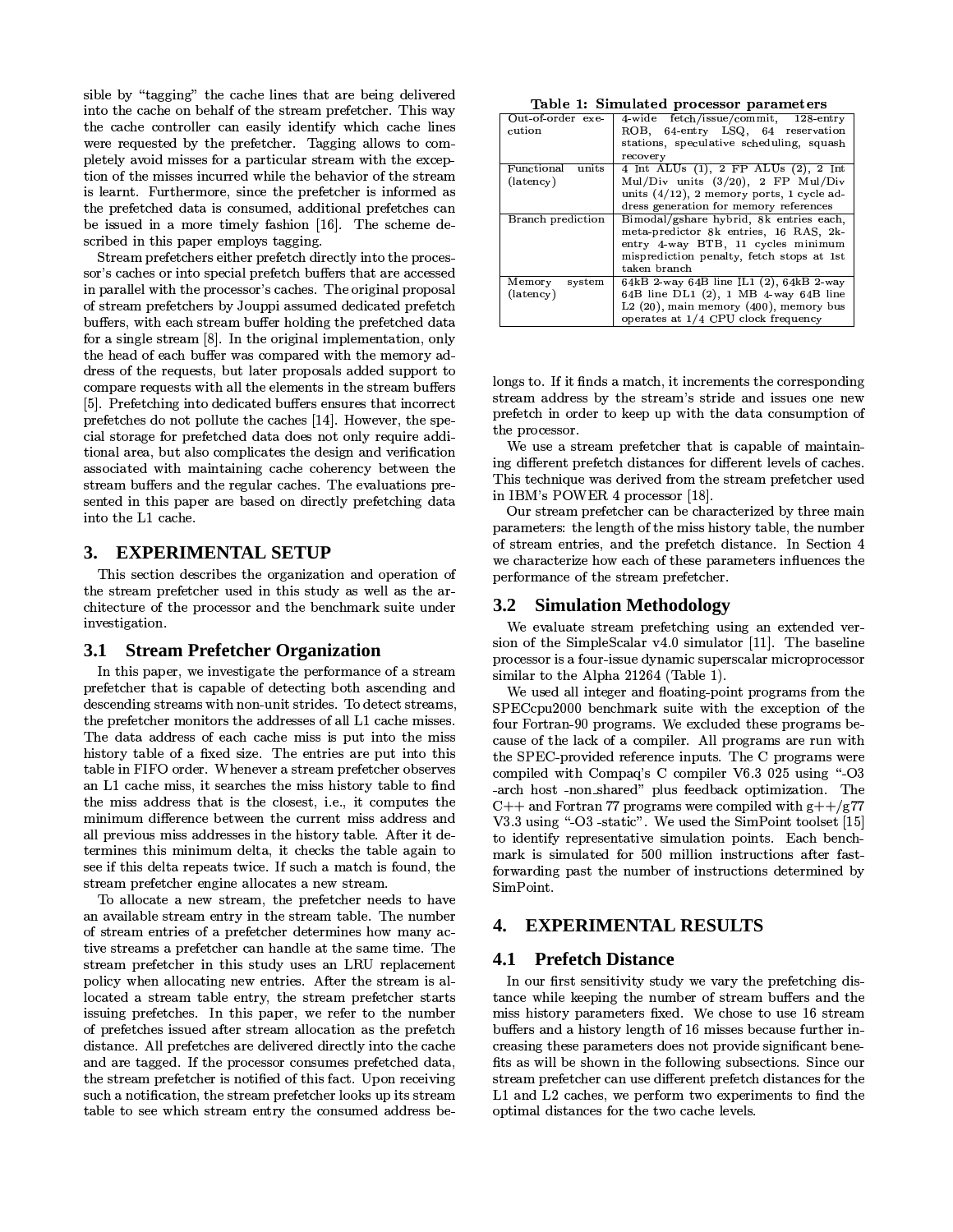sible by "tagging" the cache lines that are being delivered into the cache on behalf of the stream prefetcher. This way the cache controller can easily identify which cache lines were requested by the prefetcher. Tagging allows to completely avoid misses for a particular stream with the exception of the misses incurred while the behavior of the stream is learnt. Furthermore, since the prefetcher is informed as the prefetched data is consumed, additional prefetches can be issued in a more timely fashion [16]. The scheme described in this paper employs tagging.

Stream prefetchers either prefetch directly into the processor's caches or into special prefetch buffers that are accessed in parallel with the processor's caches. The original proposal of stream prefetchers by Jouppi assumed dedicated prefetch buffers, with each stream buffer holding the prefetched data for a single stream [8]. In the original implementation, only the head of each buffer was compared with the memory address of the requests, but later proposals added support to compare requests with all the elements in the stream buffers [5]. Prefetching into dedicated buffers ensures that incorrect prefetches do not pollute the caches [14]. However, the special storage for prefetched data does not only require additional area, but also complicates the design and verification associated with maintaining cache coherency between the stream buffers and the regular caches. The evaluations presented in this paper are based on directly prefetching data into the L1 cache.

## 3. EXPERIMENTAL SETUP

This section describes the organization and operation of the stream prefetcher used in this study as well as the architecture of the processor and the benchmark suite under investigation.

### 3.1 Stream Prefetcher Organization

In this paper, we investigate the performance of a stream prefetcher that is capable of detecting both ascending and descending streams with non-unit strides. To detect streams, the prefetcher monitors the addresses of all L1 cache misses. The data address of each cache miss is put into the miss history table of a fixed size. The entries are put into this table in FIFO order. Whenever a stream prefetcher observes an L1 cache miss, it searches the miss history table to find the miss address that is the closest, i.e., it computes the minimum difference between the current miss address and all previous miss addresses in the history table. After it determines this minimum delta, it checks the table again to see if this delta repeats twice. If such a match is found, the stream prefetcher engine allocates a new stream.

To allocate a new stream, the prefetcher needs to have an available stream entry in the stream table. The number of stream entries of a prefetcher determines how many active streams a prefetcher can handle at the same time. The stream prefetcher in this study uses an LRU replacement policy when allocating new entries. After the stream is allocated a stream table entry, the stream prefetcher starts issuing prefetches. In this paper, we refer to the number of prefetches issued after stream allocation as the prefetch distance. All prefetches are delivered directly into the cache and are tagged. If the processor consumes prefetched data, the stream prefetcher is notified of this fact. Upon receiving such a notification, the stream prefetcher looks up its stream table to see which stream entry the consumed address belongs to. If it finds a match, it increments the corresponding stream address by the stream's stride and issues one new prefetch in order to keep up with the data consumption of the processor.

**Table 1: Simulated processor parameters**

| | |
|---|---|
| Out-of-order execution | 4-wide fetch/issue/commit, 128-entry ROB, 64-entry LSQ, 64 reservation stations, speculative scheduling, squash recovery |
| Functional units (latency) | 4 Int ALUs (1), 2 FP ALUs (2), 2 Int Mul/Div units (3/20), 2 FP Mul/Div units (4/12), 2 memory ports, 1 cycle address generation for memory references |
| Branch prediction | Bimodal/gshare hybrid, 8k entries each, meta-predictor 8k entries, 16 RAS, 2k-entry 4-way BTB, 11 cycles minimum misprediction penalty, fetch stops at 1st taken branch |
| Memory system (latency) | 64kB 2-way 64B line IL1 (2), 64kB 2-way 64B line DL1 (2), 1 MB 4-way 64B line L2 (20), main memory (400), memory bus operates at 1/4 CPU clock frequency |

We use a stream prefetcher that is capable of maintaining different prefetch distances for different levels of caches. This technique was derived from the stream prefetcher used in IBM's POWER 4 processor [18].

Our stream prefetcher can be characterized by three main parameters: the length of the miss history table, the number of stream entries, and the prefetch distance. In Section 4 we characterize how each of these parameters influences the performance of the stream prefetcher.

### 3.2 Simulation Methodology

We evaluate stream prefetching using an extended version of the SimpleScalar v4.0 simulator [11]. The baseline processor is a four-issue dynamic superscalar microprocessor similar to the Alpha 21264 (Table 1).

We used all integer and floating-point programs from the SPECcpu2000 benchmark suite with the exception of the four Fortran-90 programs. We excluded these programs because of the lack of a compiler. All programs are run with the SPEC-provided reference inputs. The C programs were compiled with Compaq's C compiler V6.3 025 using "-O3 -arch host -non_shared" plus feedback optimization. The C++ and Fortran 77 programs were compiled with g++/g77 V3.3 using "-O3 -static". We used the SimPoint toolset [15] to identify representative simulation points. Each benchmark is simulated for 500 million instructions after fast-forwarding past the number of instructions determined by SimPoint.

## 4. EXPERIMENTAL RESULTS

### 4.1 Prefetch Distance

In our first sensitivity study we vary the prefetching distance while keeping the number of stream buffers and the miss history parameters fixed. We chose to use 16 stream buffers and a history length of 16 misses because further increasing these parameters does not provide significant benefits as will be shown in the following subsections. Since our stream prefetcher can use different prefetch distances for the L1 and L2 caches, we perform two experiments to find the optimal distances for the two cache levels.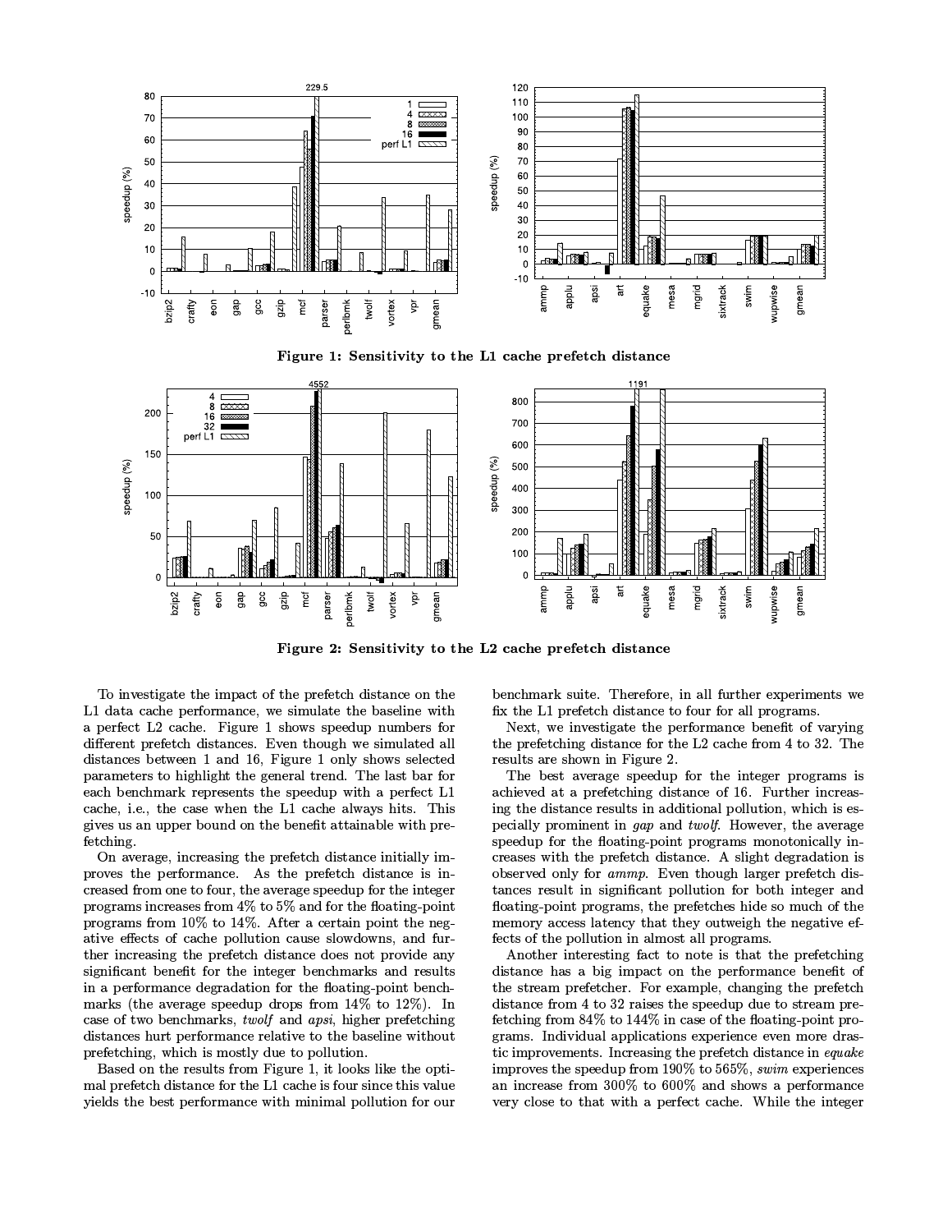Figure 1: Sensitivity to the L1 cache prefetch distance

Figure 2: Sensitivity to the L2 cache prefetch distance

To investigate the impact of the prefetch distance on the L1 data cache performance, we simulate the baseline with a perfect L2 cache. Figure 1 shows speedup numbers for different prefetch distances. Even though we simulated all distances between 1 and 16, Figure 1 only shows selected parameters to highlight the general trend. The last bar for each benchmark represents the speedup with a perfect L1 cache, i.e., the case when the L1 cache always hits. This gives us an upper bound on the benefit attainable with prefetching.

On average, increasing the prefetch distance initially improves the performance. As the prefetch distance is increased from one to four, the average speedup for the integer programs increases from 4% to 5% and for the floating-point programs from 10% to 14%. After a certain point the negative effects of cache pollution cause slowdowns, and further increasing the prefetch distance does not provide any significant benefit for the integer benchmarks and results in a performance degradation for the floating-point benchmarks (the average speedup drops from 14% to 12%). In case of two benchmarks, *twolf* and *apsi*, higher prefetching distances hurt performance relative to the baseline without prefetching, which is mostly due to pollution.

Based on the results from Figure 1, it looks like the optimal prefetch distance for the L1 cache is four since this value yields the best performance with minimal pollution for our benchmark suite. Therefore, in all further experiments we fix the L1 prefetch distance to four for all programs.

Next, we investigate the performance benefit of varying the prefetching distance for the L2 cache from 4 to 32. The results are shown in Figure 2.

The best average speedup for the integer programs is achieved at a prefetching distance of 16. Further increasing the distance results in additional pollution, which is especially prominent in *gap* and *twolf*. However, the average speedup for the floating-point programs monotonically increases with the prefetch distance. A slight degradation is observed only for *ammp*. Even though larger prefetch distances result in significant pollution for both integer and floating-point programs, the prefetches hide so much of the memory access latency that they outweigh the negative effects of the pollution in almost all programs.

Another interesting fact to note is that the prefetching distance has a big impact on the performance benefit of the stream prefetcher. For example, changing the prefetch distance from 4 to 32 raises the speedup due to stream prefetching from 84% to 144% in case of the floating-point programs. Individual applications experience even more drastic improvements. Increasing the prefetch distance in *equake* improves the speedup from 190% to 565%, *swim* experiences an increase from 300% to 600% and shows a performance very close to that with a perfect cache. While the integer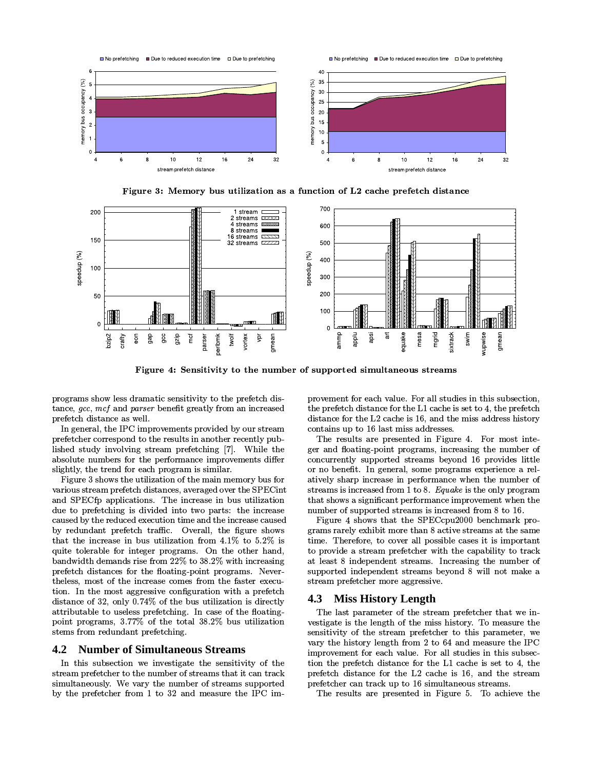Figure 3: Memory bus utilization as a function of L2 cache prefetch distance

Figure 4: Sensitivity to the number of supported simultaneous streams

programs show less dramatic sensitivity to the prefetch distance, *gcc*, *mcf* and *parser* benefit greatly from an increased prefetch distance as well.

In general, the IPC improvements provided by our stream prefetcher correspond to the results in another recently published study involving stream prefetching [7]. While the absolute numbers for the performance improvements differ slightly, the trend for each program is similar.

Figure 3 shows the utilization of the main memory bus for various stream prefetch distances, averaged over the SPECint and SPECfp applications. The increase in bus utilization due to prefetching is divided into two parts: the increase caused by the reduced execution time and the increase caused by redundant prefetch traffic. Overall, the figure shows that the increase in bus utilization from 4.1% to 5.2% is quite tolerable for integer programs. On the other hand, bandwidth demands rise from 22% to 38.2% with increasing prefetch distances for the floating-point programs. Nevertheless, most of the increase comes from the faster execution. In the most aggressive configuration with a prefetch distance of 32, only 0.74% of the bus utilization is directly attributable to useless prefetching. In case of the floating-point programs, 3.77% of the total 38.2% bus utilization stems from redundant prefetching.

## 4.2 Number of Simultaneous Streams

In this subsection we investigate the sensitivity of the stream prefetcher to the number of streams that it can track simultaneously. We vary the number of streams supported by the prefetcher from 1 to 32 and measure the IPC improvement for each value. For all studies in this subsection, the prefetch distance for the L1 cache is set to 4, the prefetch distance for the L2 cache is 16, and the miss address history contains up to 16 last miss addresses.

The results are presented in Figure 4. For most integer and floating-point programs, increasing the number of concurrently supported streams beyond 16 provides little or no benefit. In general, some programs experience a relatively sharp increase in performance when the number of streams is increased from 1 to 8. *Equake* is the only program that shows a significant performance improvement when the number of supported streams is increased from 8 to 16.

Figure 4 shows that the SPECcpu2000 benchmark programs rarely exhibit more than 8 active streams at the same time. Therefore, to cover all possible cases it is important to provide a stream prefetcher with the capability to track at least 8 independent streams. Increasing the number of supported independent streams beyond 8 will not make a stream prefetcher more aggressive.

## 4.3 Miss History Length

The last parameter of the stream prefetcher that we investigate is the length of the miss history. To measure the sensitivity of the stream prefetcher to this parameter, we vary the history length from 2 to 64 and measure the IPC improvement for each value. For all studies in this subsection the prefetch distance for the L1 cache is set to 4, the prefetch distance for the L2 cache is 16, and the stream prefetcher can track up to 16 simultaneous streams.

The results are presented in Figure 5. To achieve the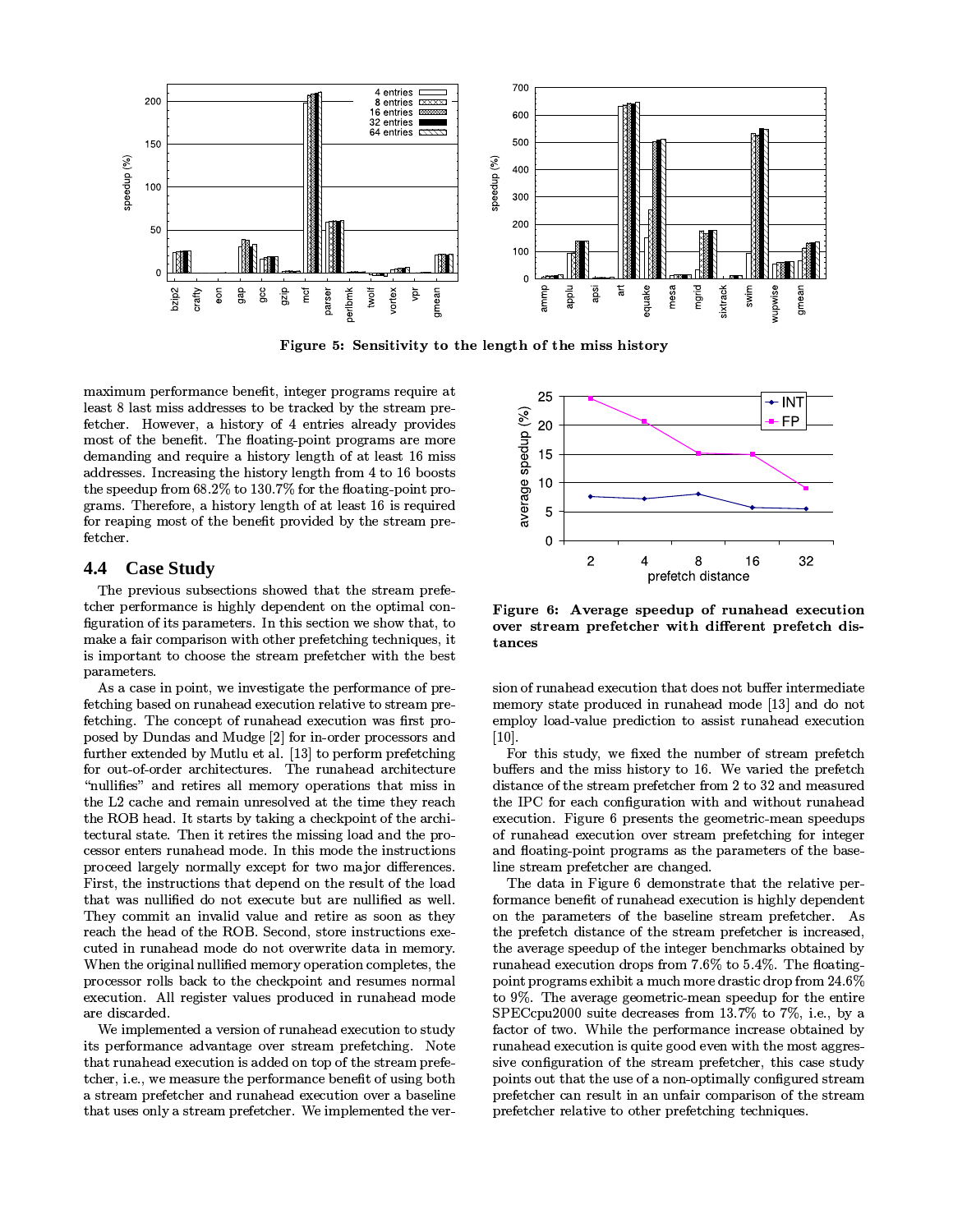**Figure 5: Sensitivity to the length of the miss history**

maximum performance benefit, integer programs require at least 8 last miss addresses to be tracked by the stream prefetcher. However, a history of 4 entries already provides most of the benefit. The floating-point programs are more demanding and require a history length of at least 16 miss addresses. Increasing the history length from 4 to 16 boosts the speedup from 68.2% to 130.7% for the floating-point programs. Therefore, a history length of at least 16 is required for reaping most of the benefit provided by the stream prefetcher.

## 4.4 Case Study

The previous subsections showed that the stream prefetcher performance is highly dependent on the optimal configuration of its parameters. In this section we show that, to make a fair comparison with other prefetching techniques, it is important to choose the stream prefetcher with the best parameters.

As a case in point, we investigate the performance of prefetching based on runahead execution relative to stream prefetching. The concept of runahead execution was first proposed by Dundas and Mudge [2] for in-order processors and further extended by Mutlu et al. [13] to perform prefetching for out-of-order architectures. The runahead architecture "nullifies" and retires all memory operations that miss in the L2 cache and remain unresolved at the time they reach the ROB head. It starts by taking a checkpoint of the architectural state. Then it retires the missing load and the processor enters runahead mode. In this mode the instructions proceed largely normally except for two major differences. First, the instructions that depend on the result of the load that was nullified do not execute but are nullified as well. They commit an invalid value and retire as soon as they reach the head of the ROB. Second, store instructions executed in runahead mode do not overwrite data in memory. When the original nullified memory operation completes, the processor rolls back to the checkpoint and resumes normal execution. All register values produced in runahead mode are discarded.

We implemented a version of runahead execution to study its performance advantage over stream prefetching. Note that runahead execution is added on top of the stream prefetcher, i.e., we measure the performance benefit of using both a stream prefetcher and runahead execution over a baseline that uses only a stream prefetcher. We implemented the version of runahead execution that does not buffer intermediate memory state produced in runahead mode [13] and do not employ load-value prediction to assist runahead execution [10].

**Figure 6: Average speedup of runahead execution over stream prefetcher with different prefetch distances**

For this study, we fixed the number of stream prefetch buffers and the miss history to 16. We varied the prefetch distance of the stream prefetcher from 2 to 32 and measured the IPC for each configuration with and without runahead execution. Figure 6 presents the geometric-mean speedups of runahead execution over stream prefetching for integer and floating-point programs as the parameters of the baseline stream prefetcher are changed.

The data in Figure 6 demonstrate that the relative performance benefit of runahead execution is highly dependent on the parameters of the baseline stream prefetcher. As the prefetch distance of the stream prefetcher is increased, the average speedup of the integer benchmarks obtained by runahead execution drops from 7.6% to 5.4%. The floating-point programs exhibit a much more drastic drop from 24.6% to 9%. The average geometric-mean speedup for the entire SPECcpu2000 suite decreases from 13.7% to 7%, i.e., by a factor of two. While the performance increase obtained by runahead execution is quite good even with the most aggressive configuration of the stream prefetcher, this case study points out that the use of a non-optimally configured stream prefetcher can result in an unfair comparison of the stream prefetcher relative to other prefetching techniques.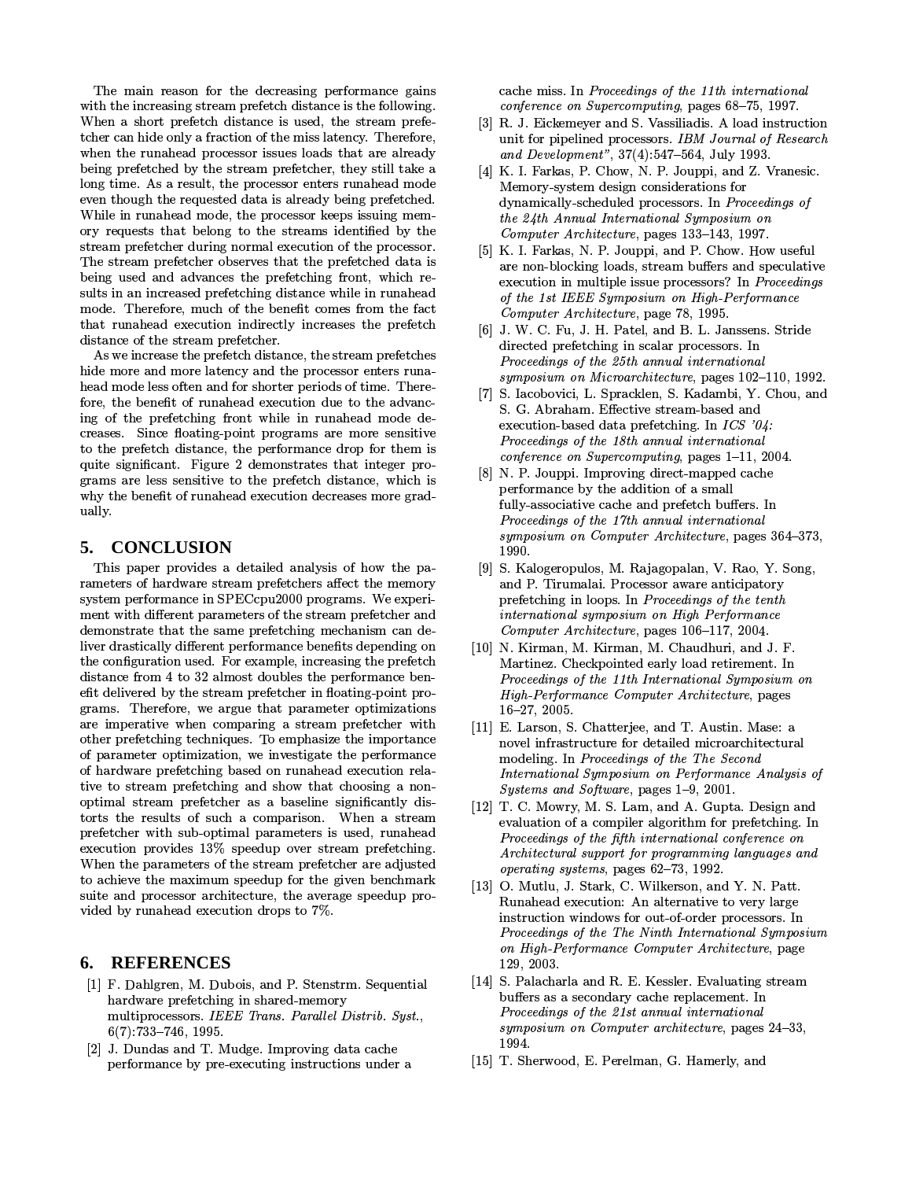The main reason for the decreasing performance gains with the increasing stream prefetch distance is the following. When a short prefetch distance is used, the stream prefetcher can hide only a fraction of the miss latency. Therefore, when the runahead processor issues loads that are already being prefetched by the stream prefetcher, they still take a long time. As a result, the processor enters runahead mode even though the requested data is already being prefetched. While in runahead mode, the processor keeps issuing memory requests that belong to the streams identified by the stream prefetcher during normal execution of the processor. The stream prefetcher observes that the prefetched data is being used and advances the prefetching front, which results in an increased prefetching distance while in runahead mode. Therefore, much of the benefit comes from the fact that runahead execution indirectly increases the prefetch distance of the stream prefetcher.

As we increase the prefetch distance, the stream prefetches hide more and more latency and the processor enters runahead mode less often and for shorter periods of time. Therefore, the benefit of runahead execution due to the advancing of the prefetching front while in runahead mode decreases. Since floating-point programs are more sensitive to the prefetch distance, the performance drop for them is quite significant. Figure 2 demonstrates that integer programs are less sensitive to the prefetch distance, which is why the benefit of runahead execution decreases more gradually.

## 5. CONCLUSION

This paper provides a detailed analysis of how the parameters of hardware stream prefetchers affect the memory system performance in SPECcpu2000 programs. We experiment with different parameters of the stream prefetcher and demonstrate that the same prefetching mechanism can deliver drastically different performance benefits depending on the configuration used. For example, increasing the prefetch distance from 4 to 32 almost doubles the performance benefit delivered by the stream prefetcher in floating-point programs. Therefore, we argue that parameter optimizations are imperative when comparing a stream prefetcher with other prefetching techniques. To emphasize the importance of parameter optimization, we investigate the performance of hardware prefetching based on runahead execution relative to stream prefetching and show that choosing a non-optimal stream prefetcher as a baseline significantly distorts the results of such a comparison. When a stream prefetcher with sub-optimal parameters is used, runahead execution provides 13% speedup over stream prefetching. When the parameters of the stream prefetcher are adjusted to achieve the maximum speedup for the given benchmark suite and processor architecture, the average speedup provided by runahead execution drops to 7%.

## 6. REFERENCES

[1] F. Dahlgren, M. Dubois, and P. Stenstrm. Sequential hardware prefetching in shared-memory multiprocessors. *IEEE Trans. Parallel Distrib. Syst.*, 6(7):733–746, 1995.

[2] J. Dundas and T. Mudge. Improving data cache performance by pre-executing instructions under a cache miss. In *Proceedings of the 11th international conference on Supercomputing*, pages 68–75, 1997.

[3] R. J. Eickemeyer and S. Vassiliadis. A load instruction unit for pipelined processors. *IBM Journal of Research and Development"*, 37(4):547–564, July 1993.

[4] K. I. Farkas, P. Chow, N. P. Jouppi, and Z. Vranesic. Memory-system design considerations for dynamically-scheduled processors. In *Proceedings of the 24th Annual International Symposium on Computer Architecture*, pages 133–143, 1997.

[5] K. I. Farkas, N. P. Jouppi, and P. Chow. How useful are non-blocking loads, stream buffers and speculative execution in multiple issue processors? In *Proceedings of the 1st IEEE Symposium on High-Performance Computer Architecture*, page 78, 1995.

[6] J. W. C. Fu, J. H. Patel, and B. L. Janssens. Stride directed prefetching in scalar processors. In *Proceedings of the 25th annual international symposium on Microarchitecture*, pages 102–110, 1992.

[7] S. Iacobovici, L. Spracklen, S. Kadambi, Y. Chou, and S. G. Abraham. Effective stream-based and execution-based data prefetching. In *ICS '04: Proceedings of the 18th annual international conference on Supercomputing*, pages 1–11, 2004.

[8] N. P. Jouppi. Improving direct-mapped cache performance by the addition of a small fully-associative cache and prefetch buffers. In *Proceedings of the 17th annual international symposium on Computer Architecture*, pages 364–373, 1990.

[9] S. Kalogeropulos, M. Rajagopalan, V. Rao, Y. Song, and P. Tirumalai. Processor aware anticipatory prefetching in loops. In *Proceedings of the tenth international symposium on High Performance Computer Architecture*, pages 106–117, 2004.

[10] N. Kirman, M. Kirman, M. Chaudhuri, and J. F. Martinez. Checkpointed early load retirement. In *Proceedings of the 11th International Symposium on High-Performance Computer Architecture*, pages 16–27, 2005.

[11] E. Larson, S. Chatterjee, and T. Austin. Mase: a novel infrastructure for detailed microarchitectural modeling. In *Proceedings of the The Second International Symposium on Performance Analysis of Systems and Software*, pages 1–9, 2001.

[12] T. C. Mowry, M. S. Lam, and A. Gupta. Design and evaluation of a compiler algorithm for prefetching. In *Proceedings of the fifth international conference on Architectural support for programming languages and operating systems*, pages 62–73, 1992.

[13] O. Mutlu, J. Stark, C. Wilkerson, and Y. N. Patt. Runahead execution: An alternative to very large instruction windows for out-of-order processors. In *Proceedings of the The Ninth International Symposium on High-Performance Computer Architecture*, page 129, 2003.

[14] S. Palacharla and R. E. Kessler. Evaluating stream buffers as a secondary cache replacement. In *Proceedings of the 21st annual international symposium on Computer architecture*, pages 24–33, 1994.

[15] T. Sherwood, E. Perelman, G. Hamerly, and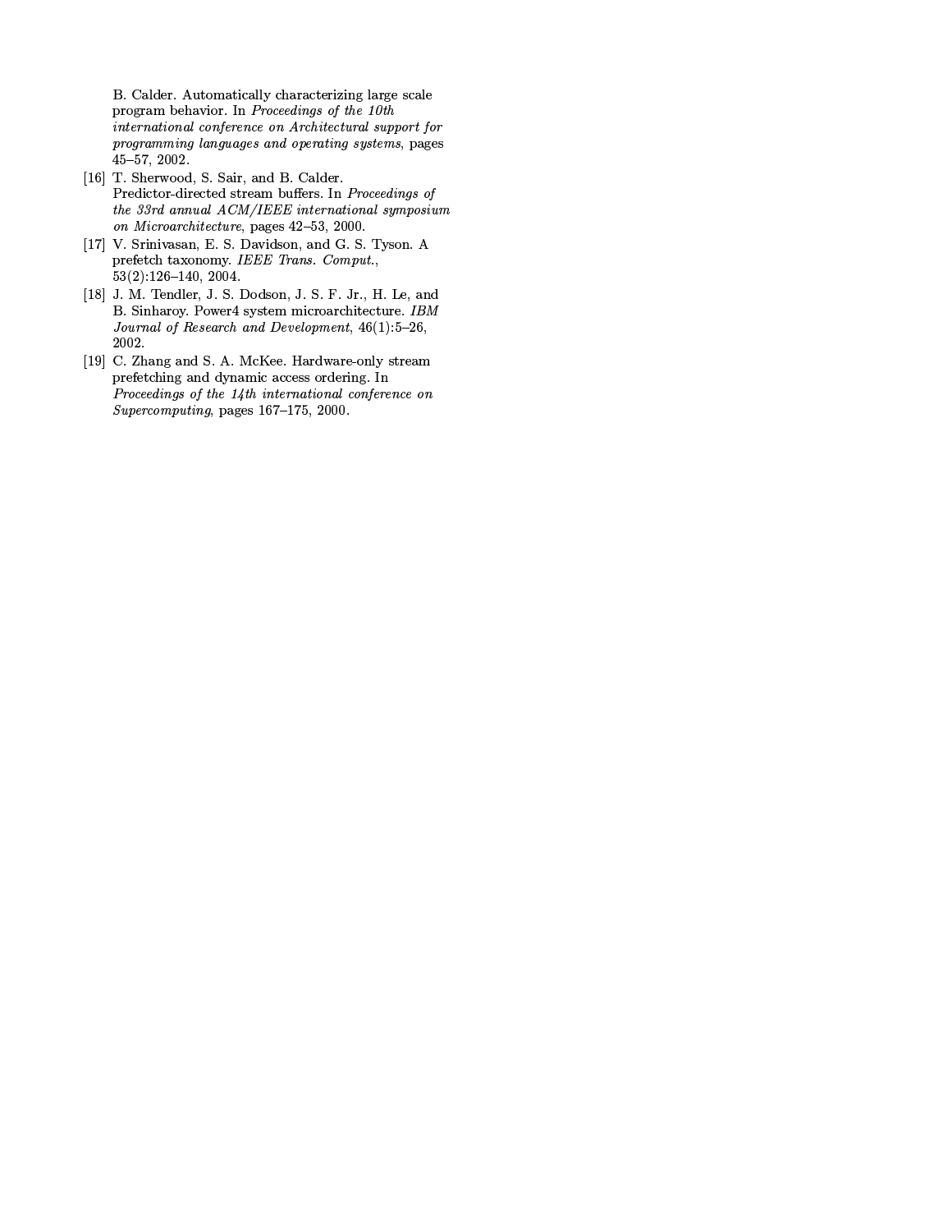B. Calder. Automatically characterizing large scale program behavior. In *Proceedings of the 10th international conference on Architectural support for programming languages and operating systems*, pages 45–57, 2002.

[16] T. Sherwood, S. Sair, and B. Calder. Predictor-directed stream buffers. In *Proceedings of the 33rd annual ACM/IEEE international symposium on Microarchitecture*, pages 42–53, 2000.

[17] V. Srinivasan, E. S. Davidson, and G. S. Tyson. A prefetch taxonomy. *IEEE Trans. Comput.*, 53(2):126–140, 2004.

[18] J. M. Tendler, J. S. Dodson, J. S. F. Jr., H. Le, and B. Sinharoy. Power4 system microarchitecture. *IBM Journal of Research and Development*, 46(1):5–26, 2002.

[19] C. Zhang and S. A. McKee. Hardware-only stream prefetching and dynamic access ordering. In *Proceedings of the 14th international conference on Supercomputing*, pages 167–175, 2000.